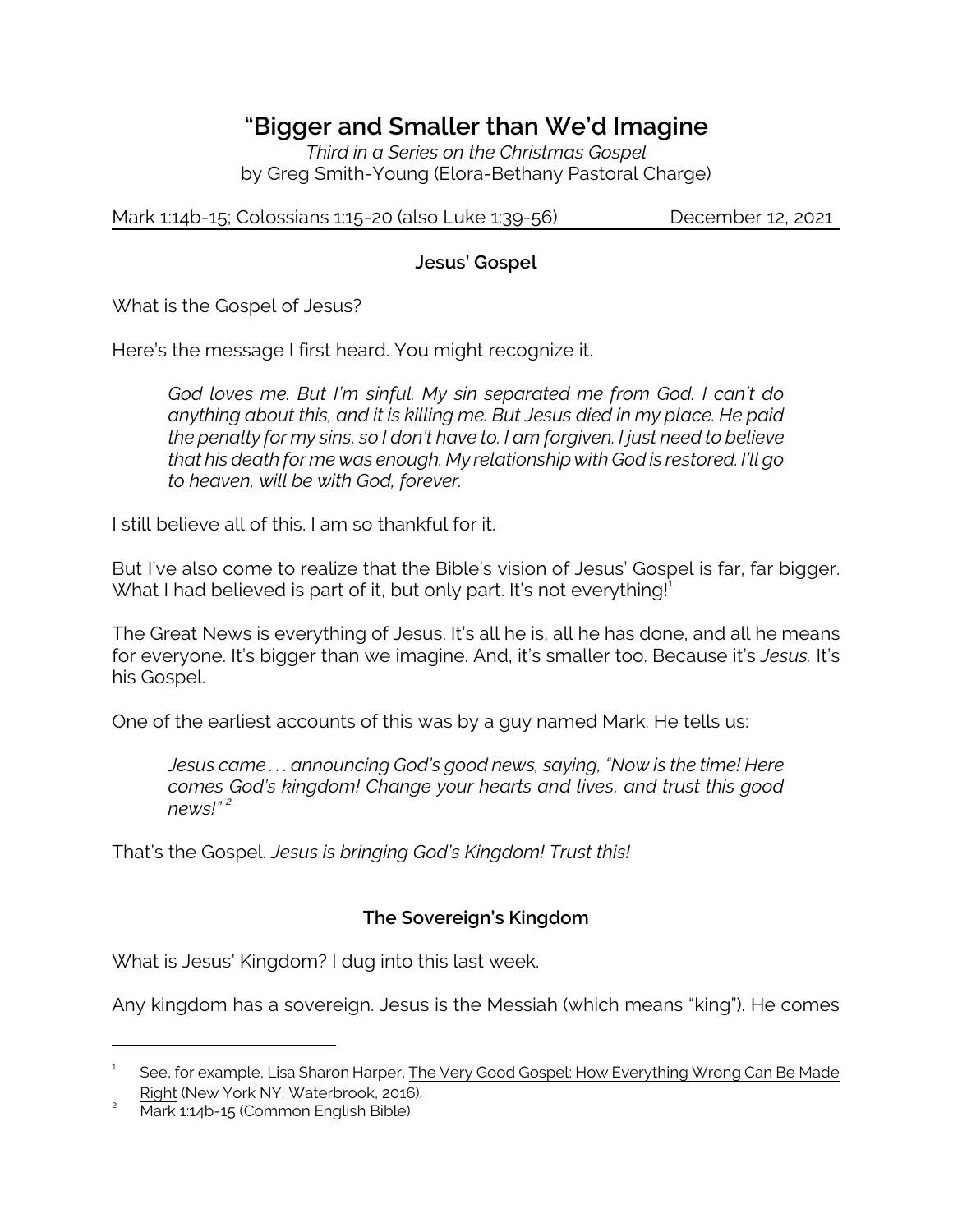# "Bigger and Smaller than We'd Imagine

*Third in a Series on the Christmas Gospel*
by Greg Smith-Young (Elora-Bethany Pastoral Charge)

Mark 1:14b-15; Colossians 1:15-20 (also Luke 1:39-56) December 12, 2021

### Jesus' Gospel

What is the Gospel of Jesus?

Here's the message I first heard. You might recognize it.

> *God loves me. But I'm sinful. My sin separated me from God. I can't do anything about this, and it is killing me. But Jesus died in my place. He paid the penalty for my sins, so I don't have to. I am forgiven. I just need to believe that his death for me was enough. My relationship with God is restored. I'll go to heaven, will be with God, forever.*

I still believe all of this. I am so thankful for it.

But I've also come to realize that the Bible's vision of Jesus' Gospel is far, far bigger. What I had believed is part of it, but only part. It's not everything![1]

The Great News is everything of Jesus. It's all he is, all he has done, and all he means for everyone. It's bigger than we imagine. And, it's smaller too. Because it's *Jesus.* It's his Gospel.

One of the earliest accounts of this was by a guy named Mark. He tells us:

> *Jesus came . . . announcing God's good news, saying, "Now is the time! Here comes God's kingdom! Change your hearts and lives, and trust this good news!"* [2]

That's the Gospel. *Jesus is bringing God's Kingdom! Trust this!*

### The Sovereign's Kingdom

What is Jesus' Kingdom? I dug into this last week.

Any kingdom has a sovereign. Jesus is the Messiah (which means "king"). He comes

---

[1] See, for example, Lisa Sharon Harper, The Very Good Gospel: How Everything Wrong Can Be Made Right (New York NY: Waterbrook, 2016).

[2] Mark 1:14b-15 (Common English Bible)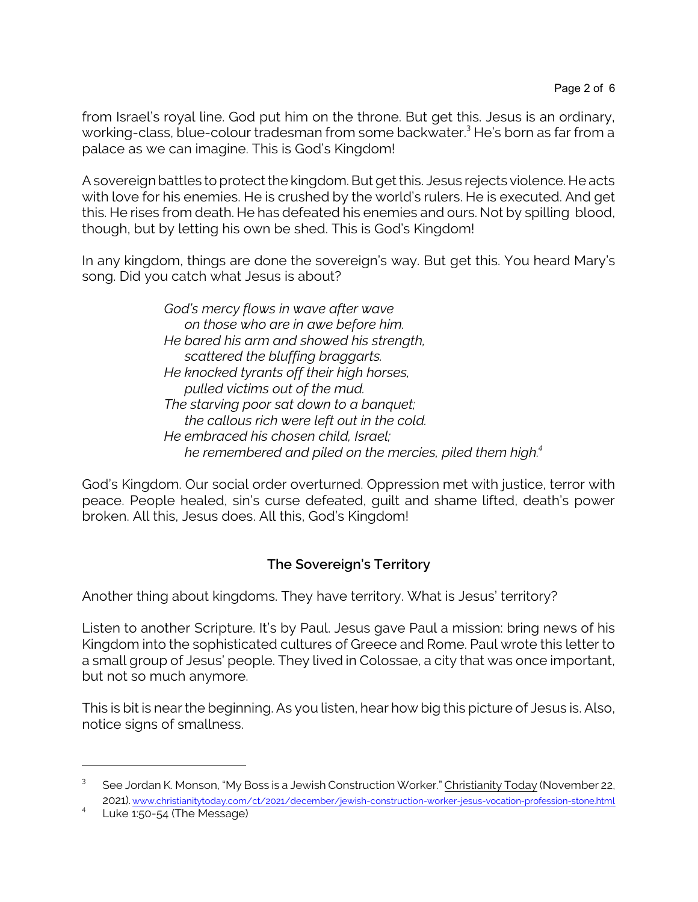from Israel's royal line. God put him on the throne. But get this. Jesus is an ordinary, working-class, blue-colour tradesman from some backwater.[3] He's born as far from a palace as we can imagine. This is God's Kingdom!

A sovereign battles to protect the kingdom. But get this. Jesus rejects violence. He acts with love for his enemies. He is crushed by the world's rulers. He is executed. And get this. He rises from death. He has defeated his enemies and ours. Not by spilling blood, though, but by letting his own be shed. This is God's Kingdom!

In any kingdom, things are done the sovereign's way. But get this. You heard Mary's song. Did you catch what Jesus is about?

> *God's mercy flows in wave after wave*
> *on those who are in awe before him.*
> *He bared his arm and showed his strength,*
> *scattered the bluffing braggarts.*
> *He knocked tyrants off their high horses,*
> *pulled victims out of the mud.*
> *The starving poor sat down to a banquet;*
> *the callous rich were left out in the cold.*
> *He embraced his chosen child, Israel;*
> *he remembered and piled on the mercies, piled them high.*[4]

God's Kingdom. Our social order overturned. Oppression met with justice, terror with peace. People healed, sin's curse defeated, guilt and shame lifted, death's power broken. All this, Jesus does. All this, God's Kingdom!

### The Sovereign's Territory

Another thing about kingdoms. They have territory. What is Jesus' territory?

Listen to another Scripture. It's by Paul. Jesus gave Paul a mission: bring news of his Kingdom into the sophisticated cultures of Greece and Rome. Paul wrote this letter to a small group of Jesus' people. They lived in Colossae, a city that was once important, but not so much anymore.

This is bit is near the beginning. As you listen, hear how big this picture of Jesus is. Also, notice signs of smallness.

---

[3] See Jordan K. Monson, "My Boss is a Jewish Construction Worker." Christianity Today (November 22, 2021). www.christianitytoday.com/ct/2021/december/jewish-construction-worker-jesus-vocation-profession-stone.html

[4] Luke 1:50-54 (The Message)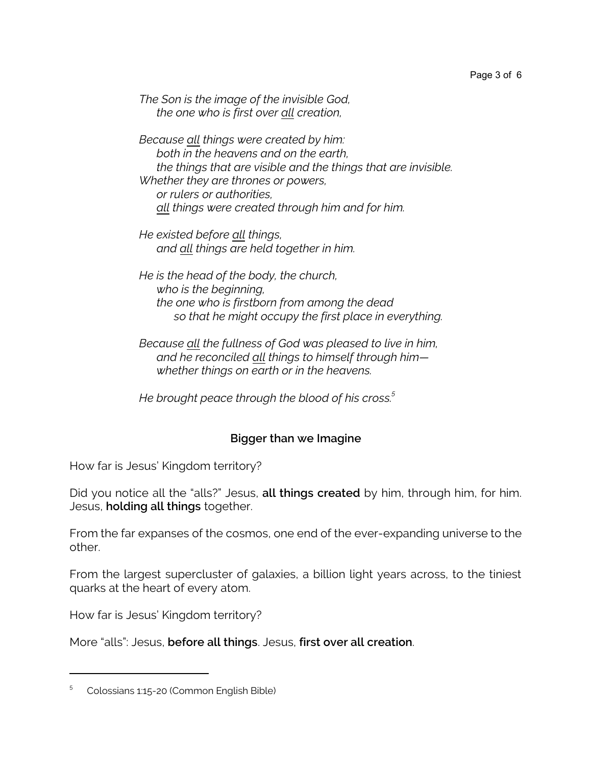*The Son is the image of the invisible God,*
*the one who is first over <u>all</u> creation,*

*Because <u>all</u> things were created by him:*
*both in the heavens and on the earth,*
*the things that are visible and the things that are invisible.*
*Whether they are thrones or powers,*
*or rulers or authorities,*
*<u>all</u> things were created through him and for him.*

*He existed before <u>all</u> things,*
*and <u>all</u> things are held together in him.*

*He is the head of the body, the church,*
*who is the beginning,*
*the one who is firstborn from among the dead*
*so that he might occupy the first place in everything.*

*Because <u>all</u> the fullness of God was pleased to live in him,*
*and he reconciled <u>all</u> things to himself through him—*
*whether things on earth or in the heavens.*

*He brought peace through the blood of his cross.*[5]

### Bigger than we Imagine

How far is Jesus' Kingdom territory?

Did you notice all the "alls?" Jesus, **all things created** by him, through him, for him. Jesus, **holding all things** together.

From the far expanses of the cosmos, one end of the ever-expanding universe to the other.

From the largest supercluster of galaxies, a billion light years across, to the tiniest quarks at the heart of every atom.

How far is Jesus' Kingdom territory?

More "alls": Jesus, **before all things**. Jesus, **first over all creation**.

---

[5] Colossians 1:15-20 (Common English Bible)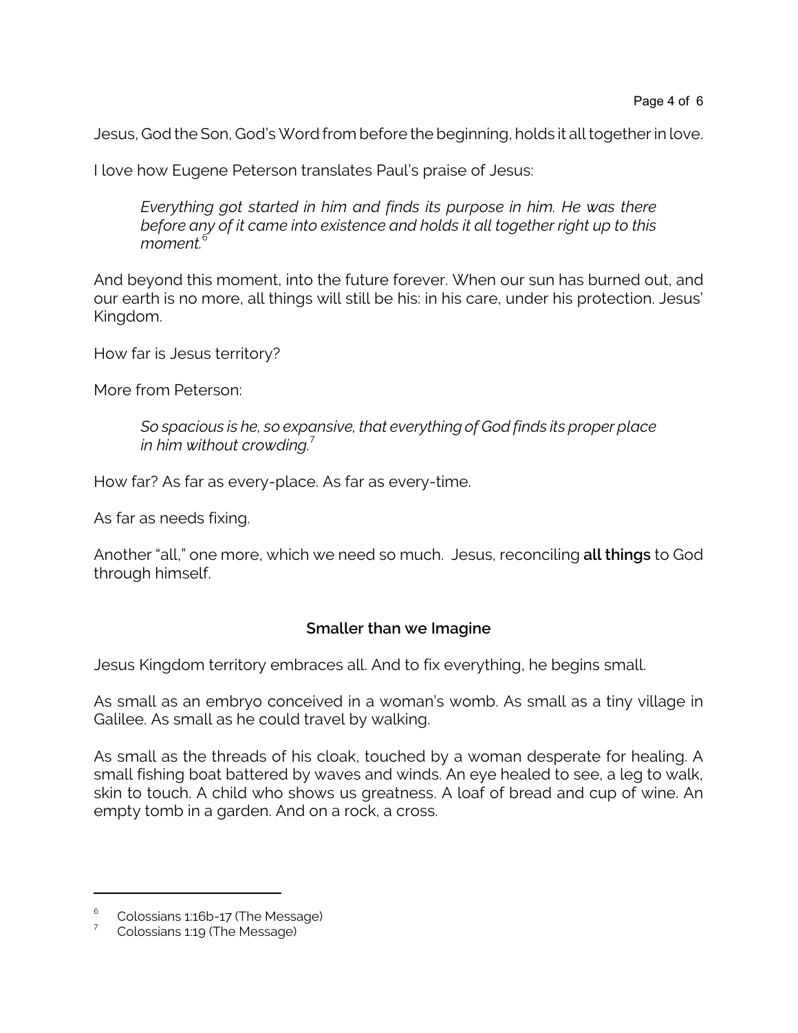Jesus, God the Son, God's Word from before the beginning, holds it all together in love.

I love how Eugene Peterson translates Paul's praise of Jesus:

> *Everything got started in him and finds its purpose in him. He was there before any of it came into existence and holds it all together right up to this moment.*[6]

And beyond this moment, into the future forever. When our sun has burned out, and our earth is no more, all things will still be his: in his care, under his protection. Jesus' Kingdom.

How far is Jesus territory?

More from Peterson:

> *So spacious is he, so expansive, that everything of God finds its proper place in him without crowding.*[7]

How far? As far as every-place. As far as every-time.

As far as needs fixing.

Another "all," one more, which we need so much. Jesus, reconciling **all things** to God through himself.

### Smaller than we Imagine

Jesus Kingdom territory embraces all. And to fix everything, he begins small.

As small as an embryo conceived in a woman's womb. As small as a tiny village in Galilee. As small as he could travel by walking.

As small as the threads of his cloak, touched by a woman desperate for healing. A small fishing boat battered by waves and winds. An eye healed to see, a leg to walk, skin to touch. A child who shows us greatness. A loaf of bread and cup of wine. An empty tomb in a garden. And on a rock, a cross.

---

[6] Colossians 1:16b-17 (The Message)

[7] Colossians 1:19 (The Message)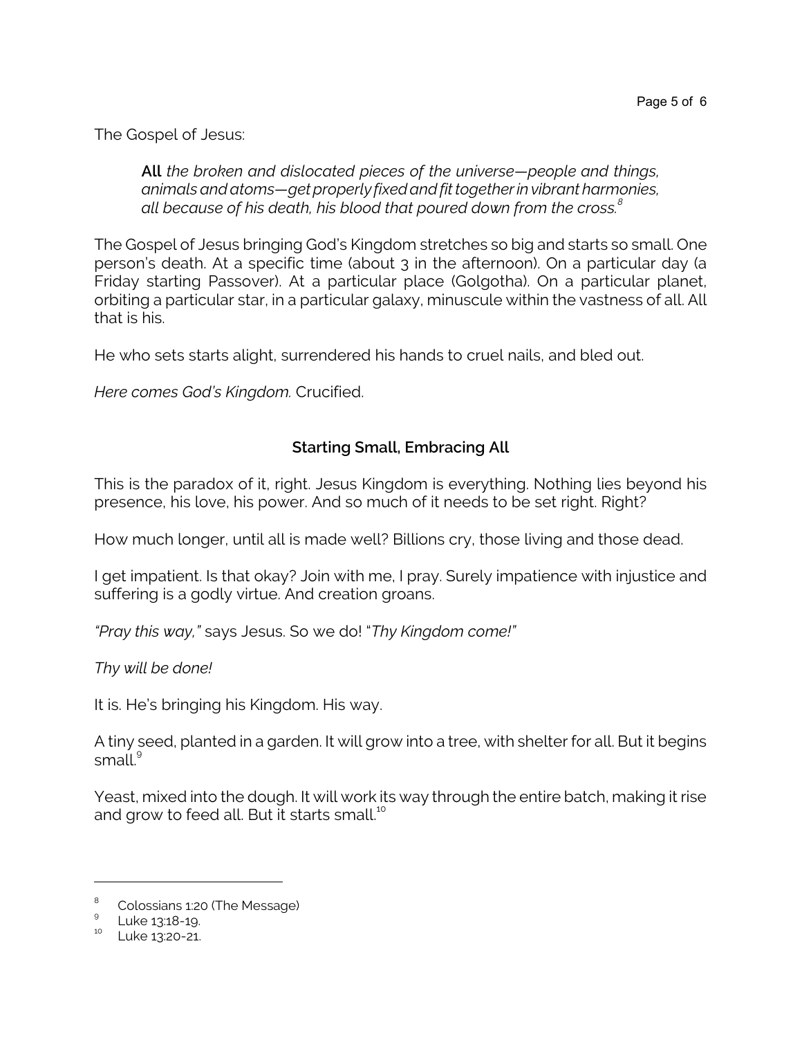The Gospel of Jesus:

> **All** *the broken and dislocated pieces of the universe—people and things, animals and atoms—get properly fixed and fit together in vibrant harmonies, all because of his death, his blood that poured down from the cross.*[8]

The Gospel of Jesus bringing God's Kingdom stretches so big and starts so small. One person's death. At a specific time (about 3 in the afternoon). On a particular day (a Friday starting Passover). At a particular place (Golgotha). On a particular planet, orbiting a particular star, in a particular galaxy, minuscule within the vastness of all. All that is his.

He who sets starts alight, surrendered his hands to cruel nails, and bled out.

*Here comes God's Kingdom.* Crucified.

### Starting Small, Embracing All

This is the paradox of it, right. Jesus Kingdom is everything. Nothing lies beyond his presence, his love, his power. And so much of it needs to be set right. Right?

How much longer, until all is made well? Billions cry, those living and those dead.

I get impatient. Is that okay? Join with me, I pray. Surely impatience with injustice and suffering is a godly virtue. And creation groans.

*"Pray this way,"* says Jesus. So we do! "*Thy Kingdom come!"*

*Thy will be done!*

It is. He's bringing his Kingdom. His way.

A tiny seed, planted in a garden. It will grow into a tree, with shelter for all. But it begins small.[9]

Yeast, mixed into the dough. It will work its way through the entire batch, making it rise and grow to feed all. But it starts small.[10]

---

[8] Colossians 1:20 (The Message)

[9] Luke 13:18-19.

[10] Luke 13:20-21.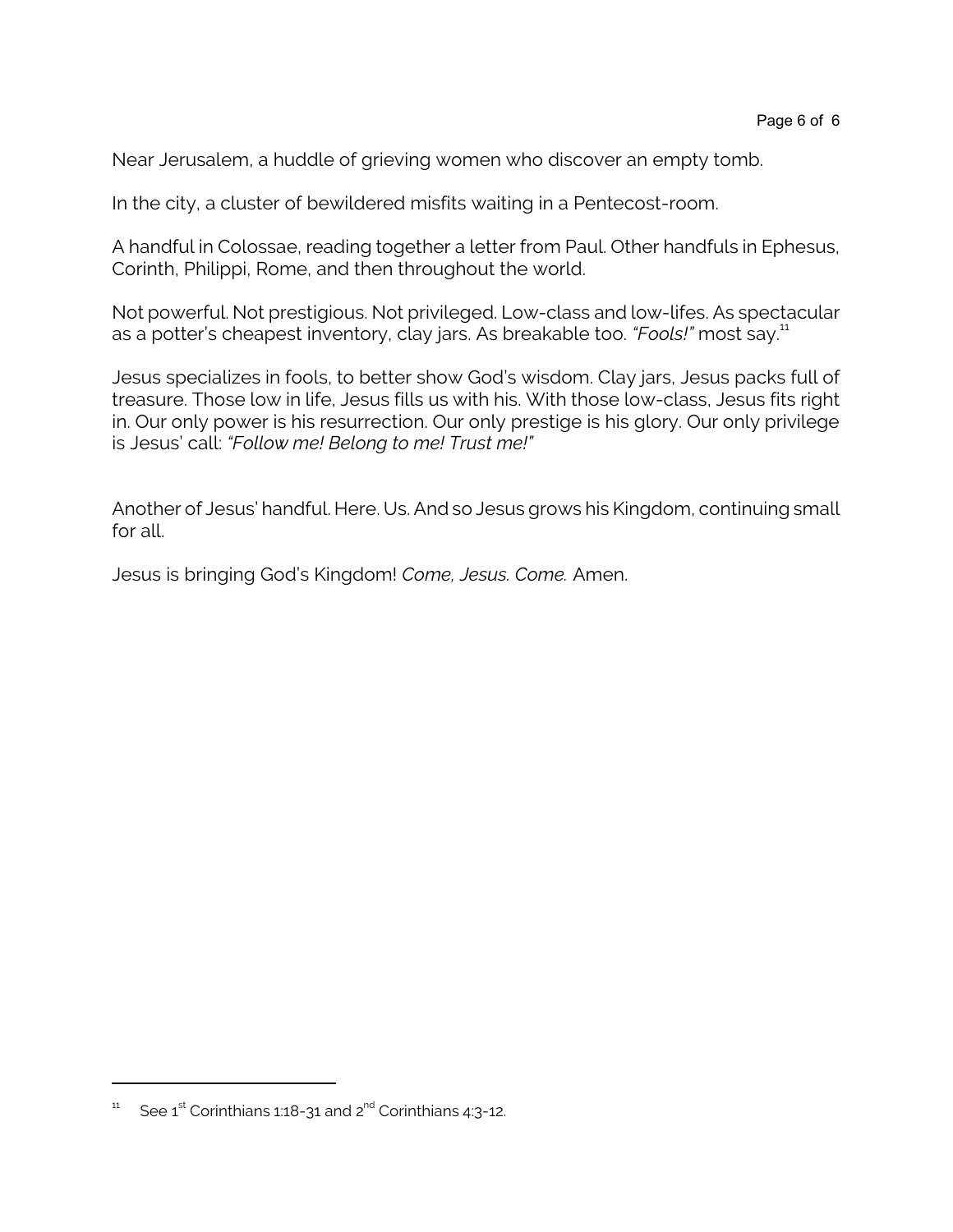Near Jerusalem, a huddle of grieving women who discover an empty tomb.

In the city, a cluster of bewildered misfits waiting in a Pentecost-room.

A handful in Colossae, reading together a letter from Paul. Other handfuls in Ephesus, Corinth, Philippi, Rome, and then throughout the world.

Not powerful. Not prestigious. Not privileged. Low-class and low-lifes. As spectacular as a potter's cheapest inventory, clay jars. As breakable too. *"Fools!"* most say.[11]

Jesus specializes in fools, to better show God's wisdom. Clay jars, Jesus packs full of treasure. Those low in life, Jesus fills us with his. With those low-class, Jesus fits right in. Our only power is his resurrection. Our only prestige is his glory. Our only privilege is Jesus' call: *"Follow me! Belong to me! Trust me!"*

Another of Jesus' handful. Here. Us. And so Jesus grows his Kingdom, continuing small for all.

Jesus is bringing God's Kingdom! *Come, Jesus. Come.* Amen.

---

[11] See 1st Corinthians 1:18-31 and 2nd Corinthians 4:3-12.